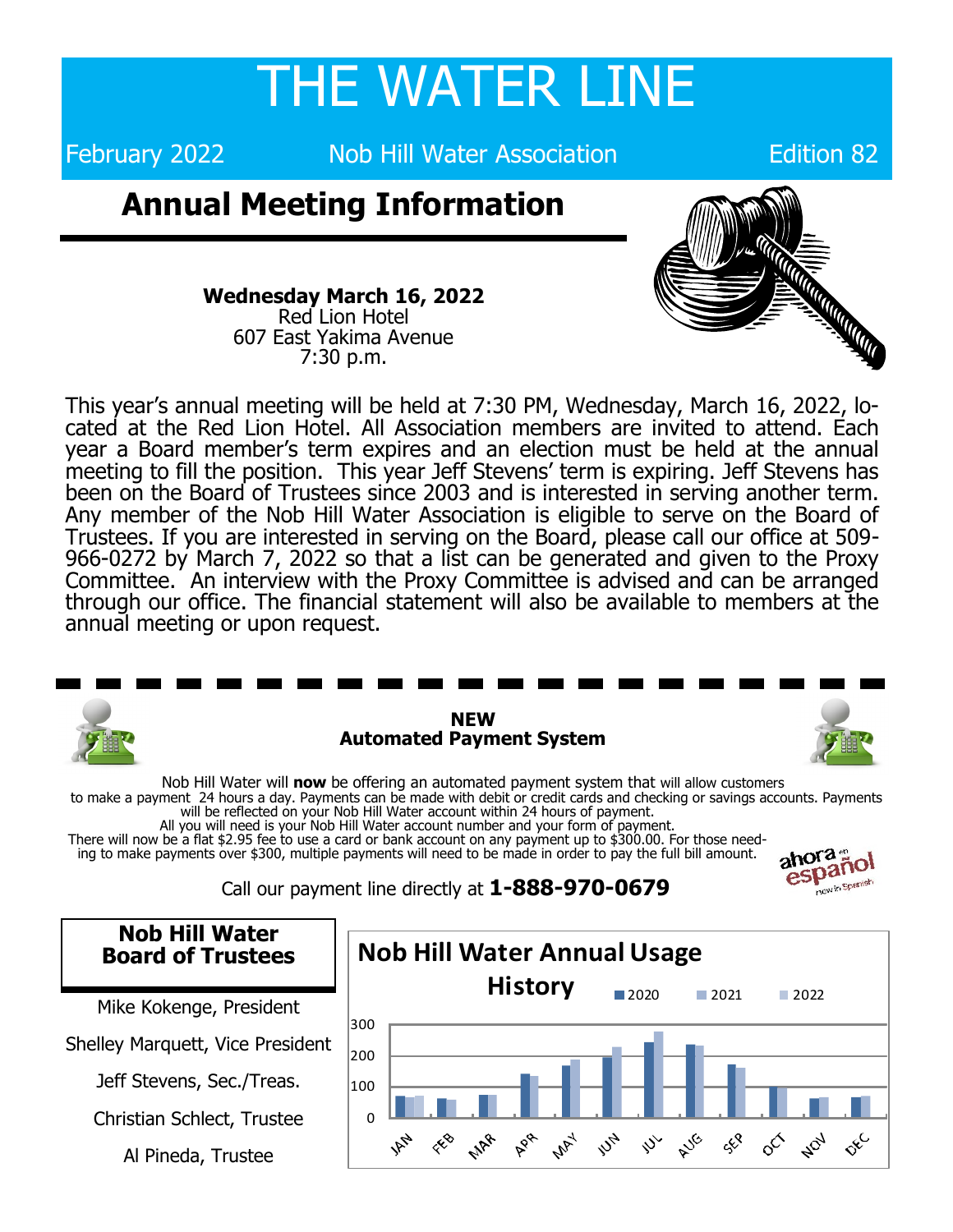# THE WATER LINE

February 2022 | Nob Hill Water Association | Edition 82

## Annual Meeting Information

**Wednesday March 16, 2022**
Red Lion Hotel
607 East Yakima Avenue
7:30 p.m.

This year's annual meeting will be held at 7:30 PM, Wednesday, March 16, 2022, located at the Red Lion Hotel. All Association members are invited to attend. Each year a Board member's term expires and an election must be held at the annual meeting to fill the position. This year Jeff Stevens' term is expiring. Jeff Stevens has been on the Board of Trustees since 2003 and is interested in serving another term. Any member of the Nob Hill Water Association is eligible to serve on the Board of Trustees. If you are interested in serving on the Board, please call our office at 509-966-0272 by March 7, 2022 so that a list can be generated and given to the Proxy Committee. An interview with the Proxy Committee is advised and can be arranged through our office. The financial statement will also be available to members at the annual meeting or upon request.

---

**NEW**
**Automated Payment System**

Nob Hill Water will **now** be offering an automated payment system that will allow customers to make a payment 24 hours a day. Payments can be made with debit or credit cards and checking or savings accounts. Payments will be reflected on your Nob Hill Water account within 24 hours of payment.
All you will need is your Nob Hill Water account number and your form of payment.
There will now be a flat $2.95 fee to use a card or bank account on any payment up to $300.00. For those needing to make payments over $300, multiple payments will need to be made in order to pay the full bill amount.

ahora en español
now in Spanish

Call our payment line directly at **1-888-970-0679**

### Nob Hill Water Board of Trustees

Mike Kokenge, President

Shelley Marquett, Vice President

Jeff Stevens, Sec./Treas.

Christian Schlect, Trustee

Al Pineda, Trustee

### Nob Hill Water Annual Usage History

Legend: 2020, 2021, 2022

Y-axis: 0, 100, 200, 300

X-axis: JAN, FEB, MAR, APR, MAY, JUN, JUL, AUG, SEP, OCT, NOV, DEC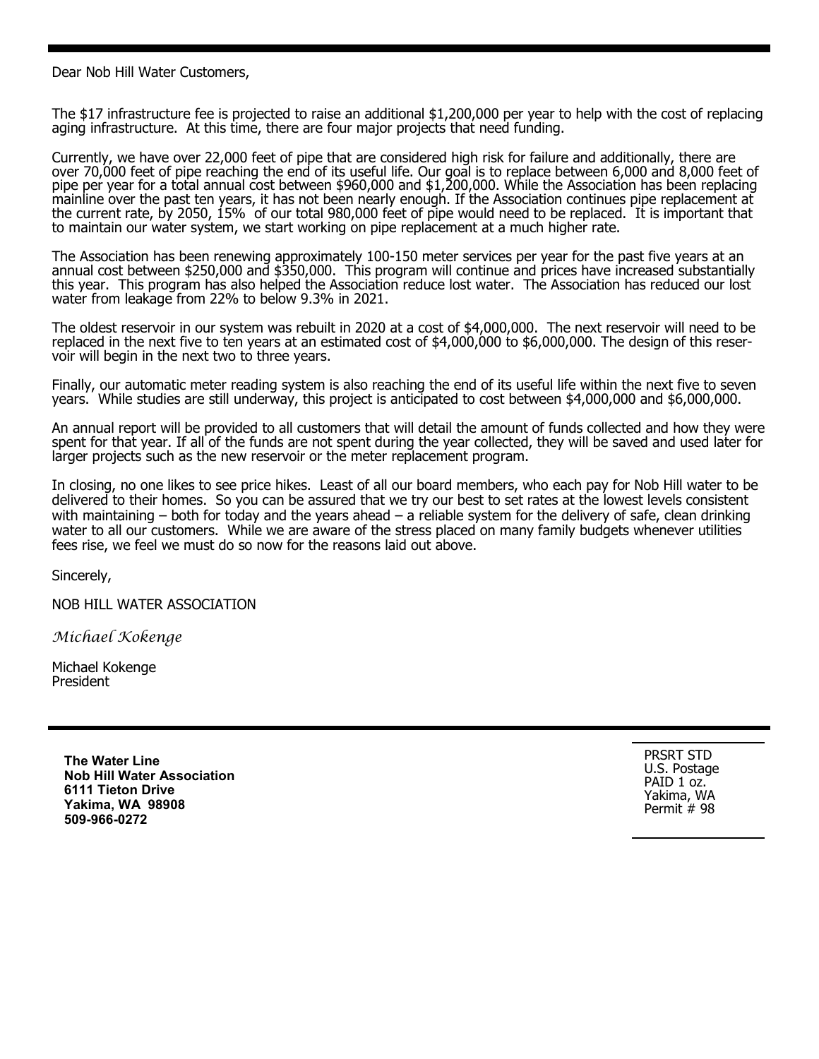Dear Nob Hill Water Customers,

The $17 infrastructure fee is projected to raise an additional $1,200,000 per year to help with the cost of replacing aging infrastructure. At this time, there are four major projects that need funding.

Currently, we have over 22,000 feet of pipe that are considered high risk for failure and additionally, there are over 70,000 feet of pipe reaching the end of its useful life. Our goal is to replace between 6,000 and 8,000 feet of pipe per year for a total annual cost between $960,000 and $1,200,000. While the Association has been replacing mainline over the past ten years, it has not been nearly enough. If the Association continues pipe replacement at the current rate, by 2050, 15% of our total 980,000 feet of pipe would need to be replaced. It is important that to maintain our water system, we start working on pipe replacement at a much higher rate.

The Association has been renewing approximately 100-150 meter services per year for the past five years at an annual cost between $250,000 and $350,000. This program will continue and prices have increased substantially this year. This program has also helped the Association reduce lost water. The Association has reduced our lost water from leakage from 22% to below 9.3% in 2021.

The oldest reservoir in our system was rebuilt in 2020 at a cost of $4,000,000. The next reservoir will need to be replaced in the next five to ten years at an estimated cost of $4,000,000 to $6,000,000. The design of this reservoir will begin in the next two to three years.

Finally, our automatic meter reading system is also reaching the end of its useful life within the next five to seven years. While studies are still underway, this project is anticipated to cost between $4,000,000 and $6,000,000.

An annual report will be provided to all customers that will detail the amount of funds collected and how they were spent for that year. If all of the funds are not spent during the year collected, they will be saved and used later for larger projects such as the new reservoir or the meter replacement program.

In closing, no one likes to see price hikes. Least of all our board members, who each pay for Nob Hill water to be delivered to their homes. So you can be assured that we try our best to set rates at the lowest levels consistent with maintaining – both for today and the years ahead – a reliable system for the delivery of safe, clean drinking water to all our customers. While we are aware of the stress placed on many family budgets whenever utilities fees rise, we feel we must do so now for the reasons laid out above.

Sincerely,

NOB HILL WATER ASSOCIATION

*Michael Kokenge*

Michael Kokenge
President

---

**The Water Line**
**Nob Hill Water Association**
**6111 Tieton Drive**
**Yakima, WA 98908**
**509-966-0272**

PRSRT STD
U.S. Postage
PAID 1 oz.
Yakima, WA
Permit # 98